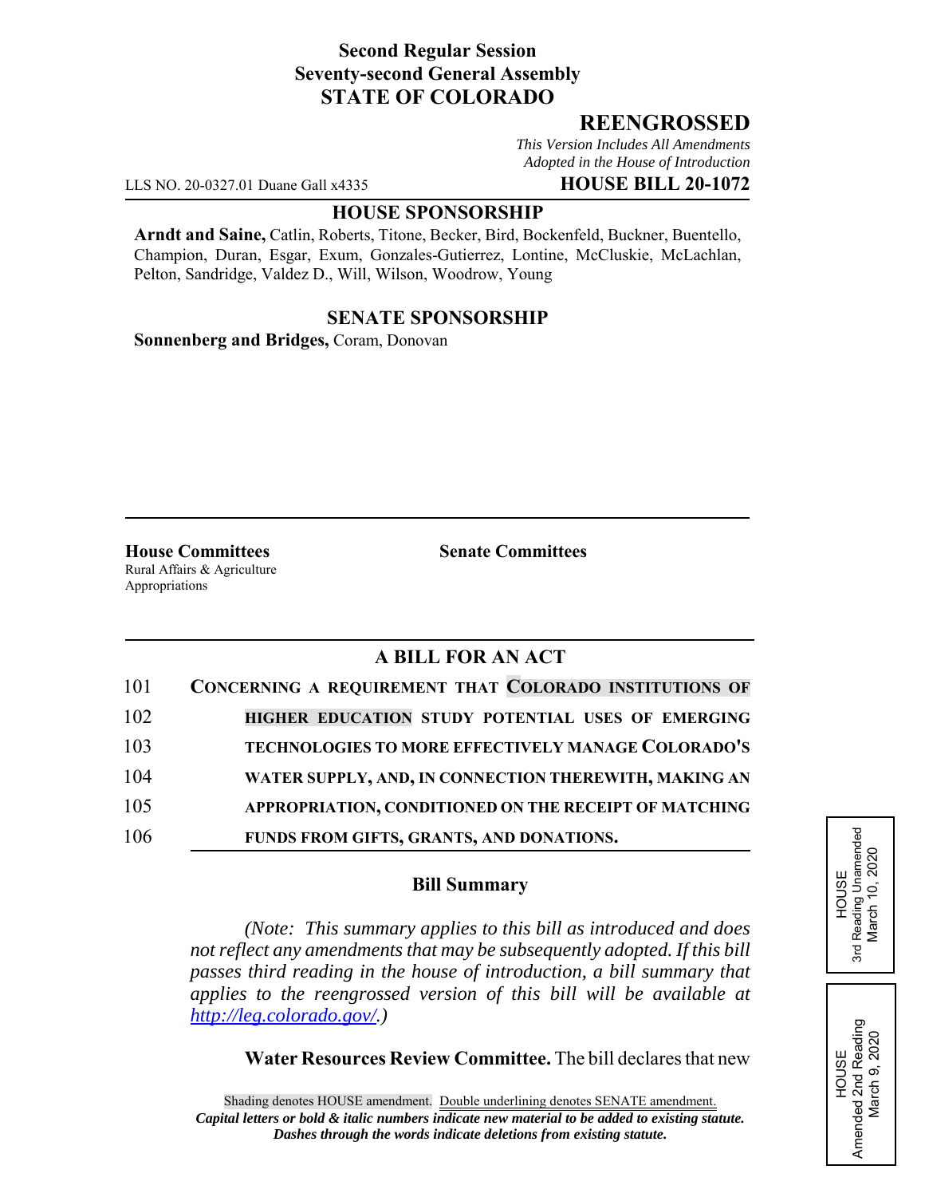**Second Regular Session**
**Seventy-second General Assembly**
**STATE OF COLORADO**

# REENGROSSED

*This Version Includes All Amendments Adopted in the House of Introduction*

LLS NO. 20-0327.01 Duane Gall x4335 **HOUSE BILL 20-1072**

**HOUSE SPONSORSHIP**

**Arndt and Saine,** Catlin, Roberts, Titone, Becker, Bird, Bockenfeld, Buckner, Buentello, Champion, Duran, Esgar, Exum, Gonzales-Gutierrez, Lontine, McCluskie, McLachlan, Pelton, Sandridge, Valdez D., Will, Wilson, Woodrow, Young

**SENATE SPONSORSHIP**

**Sonnenberg and Bridges,** Coram, Donovan

**House Committees**
Rural Affairs & Agriculture
Appropriations

**Senate Committees**

HOUSE 3rd Reading Unamended March 10, 2020

HOUSE Amended 2nd Reading March 9, 2020

## A BILL FOR AN ACT

101 CONCERNING A REQUIREMENT THAT COLORADO INSTITUTIONS OF
102 HIGHER EDUCATION STUDY POTENTIAL USES OF EMERGING
103 TECHNOLOGIES TO MORE EFFECTIVELY MANAGE COLORADO'S
104 WATER SUPPLY, AND, IN CONNECTION THEREWITH, MAKING AN
105 APPROPRIATION, CONDITIONED ON THE RECEIPT OF MATCHING
106 FUNDS FROM GIFTS, GRANTS, AND DONATIONS.

### Bill Summary

*(Note: This summary applies to this bill as introduced and does not reflect any amendments that may be subsequently adopted. If this bill passes third reading in the house of introduction, a bill summary that applies to the reengrossed version of this bill will be available at http://leg.colorado.gov/.)*

**Water Resources Review Committee.** The bill declares that new

Shading denotes HOUSE amendment. Double underlining denotes SENATE amendment.
*Capital letters or bold & italic numbers indicate new material to be added to existing statute.*
*Dashes through the words indicate deletions from existing statute.*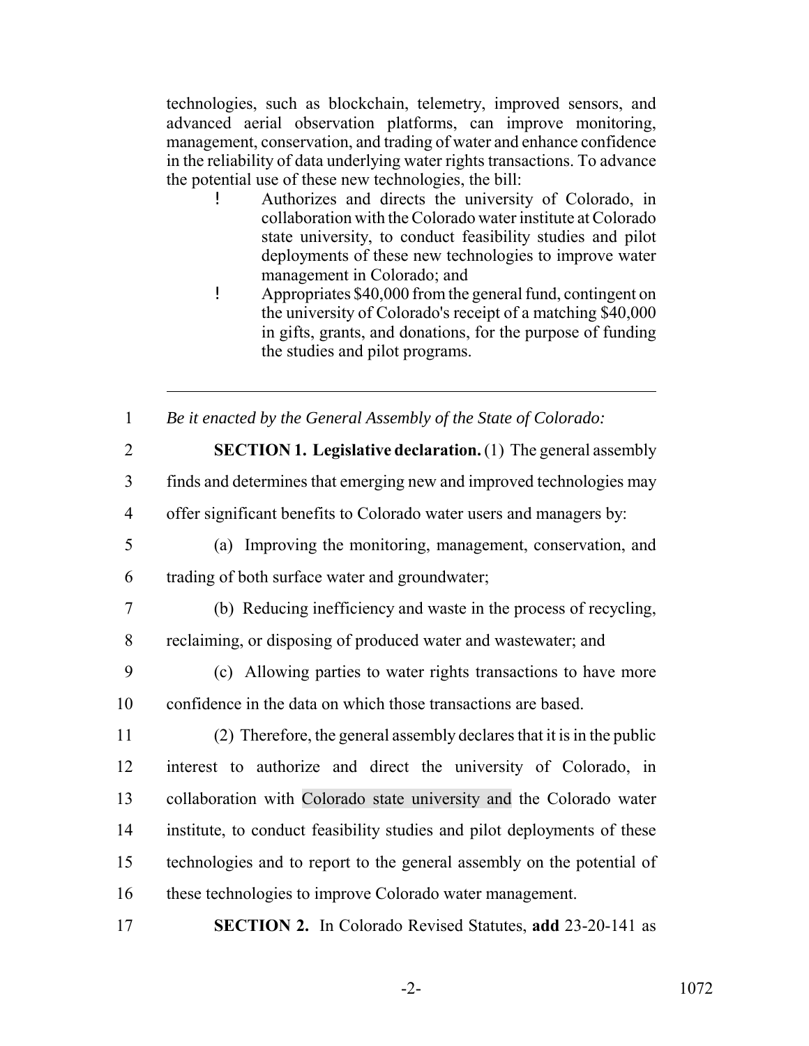technologies, such as blockchain, telemetry, improved sensors, and advanced aerial observation platforms, can improve monitoring, management, conservation, and trading of water and enhance confidence in the reliability of data underlying water rights transactions. To advance the potential use of these new technologies, the bill:

- Authorizes and directs the university of Colorado, in collaboration with the Colorado water institute at Colorado state university, to conduct feasibility studies and pilot deployments of these new technologies to improve water management in Colorado; and
- Appropriates $40,000 from the general fund, contingent on the university of Colorado's receipt of a matching $40,000 in gifts, grants, and donations, for the purpose of funding the studies and pilot programs.

---

1 *Be it enacted by the General Assembly of the State of Colorado:*

2 **SECTION 1. Legislative declaration.** (1) The general assembly
3 finds and determines that emerging new and improved technologies may
4 offer significant benefits to Colorado water users and managers by:

5 (a) Improving the monitoring, management, conservation, and
6 trading of both surface water and groundwater;

7 (b) Reducing inefficiency and waste in the process of recycling,
8 reclaiming, or disposing of produced water and wastewater; and

9 (c) Allowing parties to water rights transactions to have more
10 confidence in the data on which those transactions are based.

11 (2) Therefore, the general assembly declares that it is in the public
12 interest to authorize and direct the university of Colorado, in
13 collaboration with Colorado state university and the Colorado water
14 institute, to conduct feasibility studies and pilot deployments of these
15 technologies and to report to the general assembly on the potential of
16 these technologies to improve Colorado water management.

17 **SECTION 2.** In Colorado Revised Statutes, **add** 23-20-141 as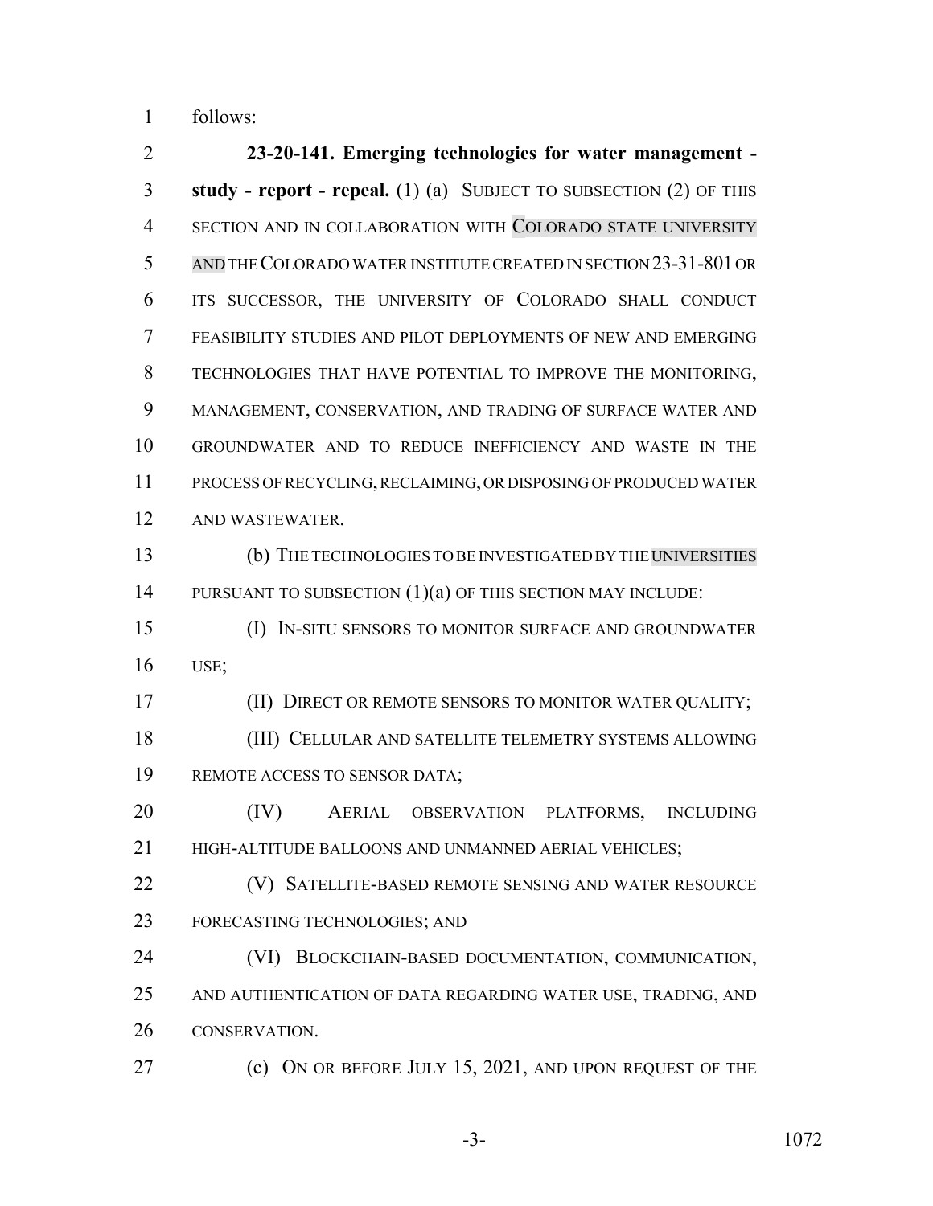follows:

**23-20-141. Emerging technologies for water management - study - report - repeal.** (1) (a) SUBJECT TO SUBSECTION (2) OF THIS SECTION AND IN COLLABORATION WITH COLORADO STATE UNIVERSITY AND THE COLORADO WATER INSTITUTE CREATED IN SECTION 23-31-801 OR ITS SUCCESSOR, THE UNIVERSITY OF COLORADO SHALL CONDUCT FEASIBILITY STUDIES AND PILOT DEPLOYMENTS OF NEW AND EMERGING TECHNOLOGIES THAT HAVE POTENTIAL TO IMPROVE THE MONITORING, MANAGEMENT, CONSERVATION, AND TRADING OF SURFACE WATER AND GROUNDWATER AND TO REDUCE INEFFICIENCY AND WASTE IN THE PROCESS OF RECYCLING, RECLAIMING, OR DISPOSING OF PRODUCED WATER AND WASTEWATER.

(b) THE TECHNOLOGIES TO BE INVESTIGATED BY THE UNIVERSITIES PURSUANT TO SUBSECTION (1)(a) OF THIS SECTION MAY INCLUDE:

(I) IN-SITU SENSORS TO MONITOR SURFACE AND GROUNDWATER USE;

(II) DIRECT OR REMOTE SENSORS TO MONITOR WATER QUALITY;

(III) CELLULAR AND SATELLITE TELEMETRY SYSTEMS ALLOWING REMOTE ACCESS TO SENSOR DATA;

(IV) AERIAL OBSERVATION PLATFORMS, INCLUDING HIGH-ALTITUDE BALLOONS AND UNMANNED AERIAL VEHICLES;

(V) SATELLITE-BASED REMOTE SENSING AND WATER RESOURCE FORECASTING TECHNOLOGIES; AND

(VI) BLOCKCHAIN-BASED DOCUMENTATION, COMMUNICATION, AND AUTHENTICATION OF DATA REGARDING WATER USE, TRADING, AND CONSERVATION.

(c) ON OR BEFORE JULY 15, 2021, AND UPON REQUEST OF THE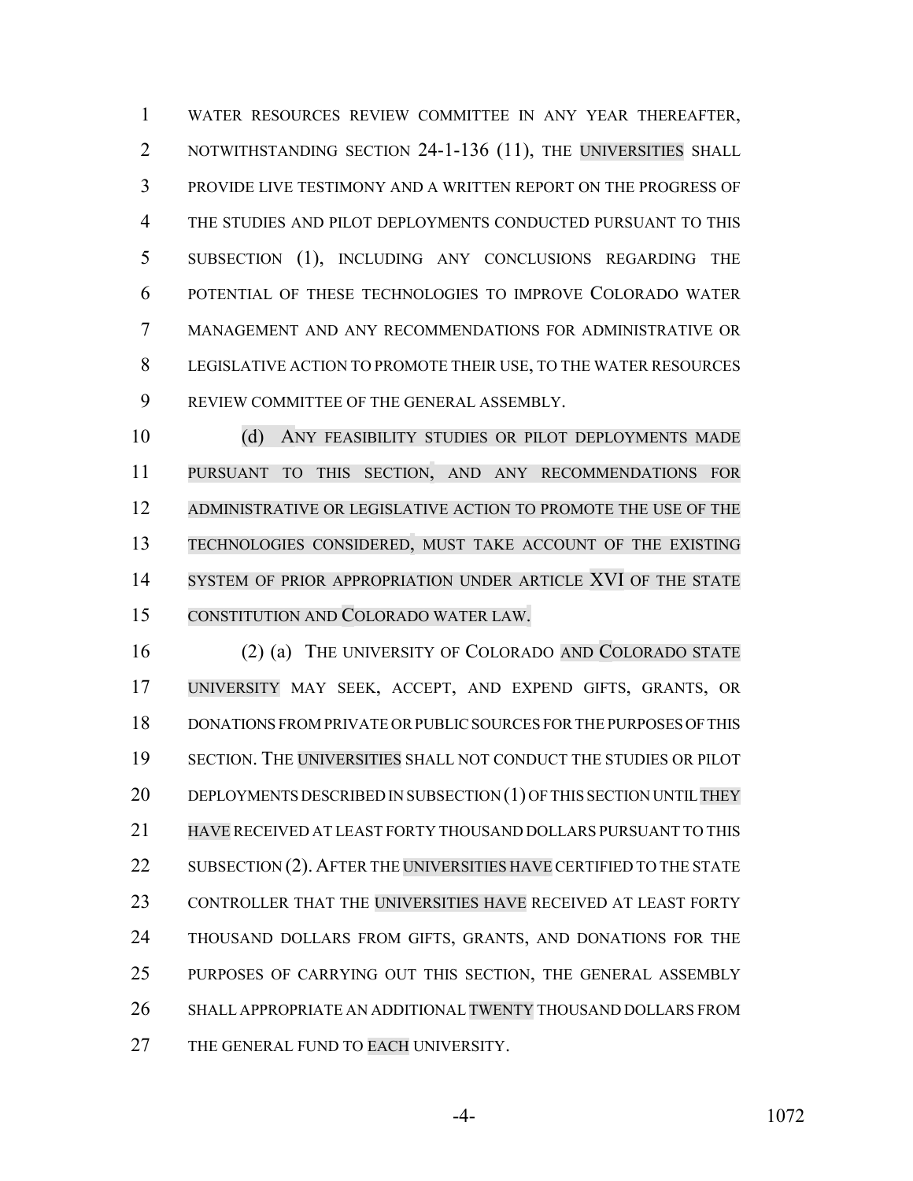WATER RESOURCES REVIEW COMMITTEE IN ANY YEAR THEREAFTER, NOTWITHSTANDING SECTION 24-1-136 (11), THE UNIVERSITIES SHALL PROVIDE LIVE TESTIMONY AND A WRITTEN REPORT ON THE PROGRESS OF THE STUDIES AND PILOT DEPLOYMENTS CONDUCTED PURSUANT TO THIS SUBSECTION (1), INCLUDING ANY CONCLUSIONS REGARDING THE POTENTIAL OF THESE TECHNOLOGIES TO IMPROVE COLORADO WATER MANAGEMENT AND ANY RECOMMENDATIONS FOR ADMINISTRATIVE OR LEGISLATIVE ACTION TO PROMOTE THEIR USE, TO THE WATER RESOURCES REVIEW COMMITTEE OF THE GENERAL ASSEMBLY.

(d) ANY FEASIBILITY STUDIES OR PILOT DEPLOYMENTS MADE PURSUANT TO THIS SECTION, AND ANY RECOMMENDATIONS FOR ADMINISTRATIVE OR LEGISLATIVE ACTION TO PROMOTE THE USE OF THE TECHNOLOGIES CONSIDERED, MUST TAKE ACCOUNT OF THE EXISTING SYSTEM OF PRIOR APPROPRIATION UNDER ARTICLE XVI OF THE STATE CONSTITUTION AND COLORADO WATER LAW.

(2) (a) THE UNIVERSITY OF COLORADO AND COLORADO STATE UNIVERSITY MAY SEEK, ACCEPT, AND EXPEND GIFTS, GRANTS, OR DONATIONS FROM PRIVATE OR PUBLIC SOURCES FOR THE PURPOSES OF THIS SECTION. THE UNIVERSITIES SHALL NOT CONDUCT THE STUDIES OR PILOT DEPLOYMENTS DESCRIBED IN SUBSECTION (1) OF THIS SECTION UNTIL THEY HAVE RECEIVED AT LEAST FORTY THOUSAND DOLLARS PURSUANT TO THIS SUBSECTION (2). AFTER THE UNIVERSITIES HAVE CERTIFIED TO THE STATE CONTROLLER THAT THE UNIVERSITIES HAVE RECEIVED AT LEAST FORTY THOUSAND DOLLARS FROM GIFTS, GRANTS, AND DONATIONS FOR THE PURPOSES OF CARRYING OUT THIS SECTION, THE GENERAL ASSEMBLY SHALL APPROPRIATE AN ADDITIONAL TWENTY THOUSAND DOLLARS FROM THE GENERAL FUND TO EACH UNIVERSITY.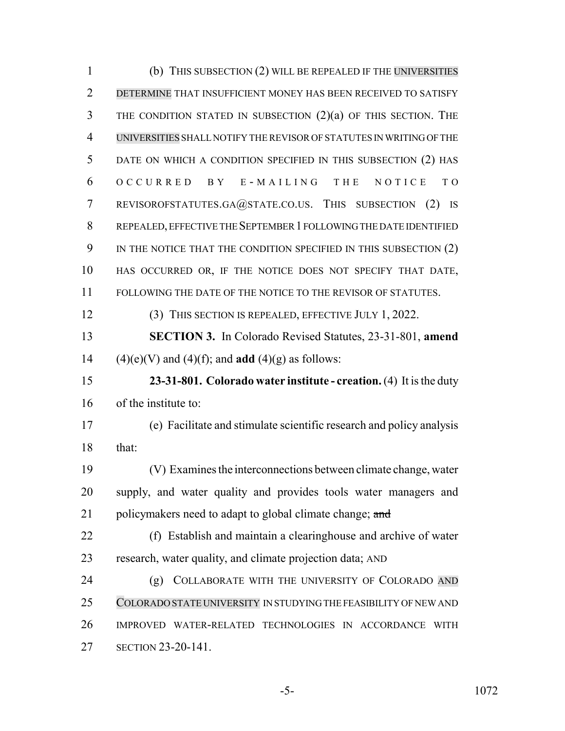(b) THIS SUBSECTION (2) WILL BE REPEALED IF THE UNIVERSITIES DETERMINE THAT INSUFFICIENT MONEY HAS BEEN RECEIVED TO SATISFY THE CONDITION STATED IN SUBSECTION (2)(a) OF THIS SECTION. THE UNIVERSITIES SHALL NOTIFY THE REVISOR OF STATUTES IN WRITING OF THE DATE ON WHICH A CONDITION SPECIFIED IN THIS SUBSECTION (2) HAS OCCURRED BY E-MAILING THE NOTICE TO REVISOROFSTATUTES.GA@STATE.CO.US. THIS SUBSECTION (2) IS REPEALED, EFFECTIVE THE SEPTEMBER 1 FOLLOWING THE DATE IDENTIFIED IN THE NOTICE THAT THE CONDITION SPECIFIED IN THIS SUBSECTION (2) HAS OCCURRED OR, IF THE NOTICE DOES NOT SPECIFY THAT DATE, FOLLOWING THE DATE OF THE NOTICE TO THE REVISOR OF STATUTES.

(3) THIS SECTION IS REPEALED, EFFECTIVE JULY 1, 2022.

**SECTION 3.** In Colorado Revised Statutes, 23-31-801, **amend** (4)(e)(V) and (4)(f); and **add** (4)(g) as follows:

**23-31-801. Colorado water institute - creation.** (4) It is the duty of the institute to:

(e) Facilitate and stimulate scientific research and policy analysis that:

(V) Examines the interconnections between climate change, water supply, and water quality and provides tools water managers and policymakers need to adapt to global climate change; ~~and~~

(f) Establish and maintain a clearinghouse and archive of water research, water quality, and climate projection data; AND

(g) COLLABORATE WITH THE UNIVERSITY OF COLORADO AND COLORADO STATE UNIVERSITY IN STUDYING THE FEASIBILITY OF NEW AND IMPROVED WATER-RELATED TECHNOLOGIES IN ACCORDANCE WITH SECTION 23-20-141.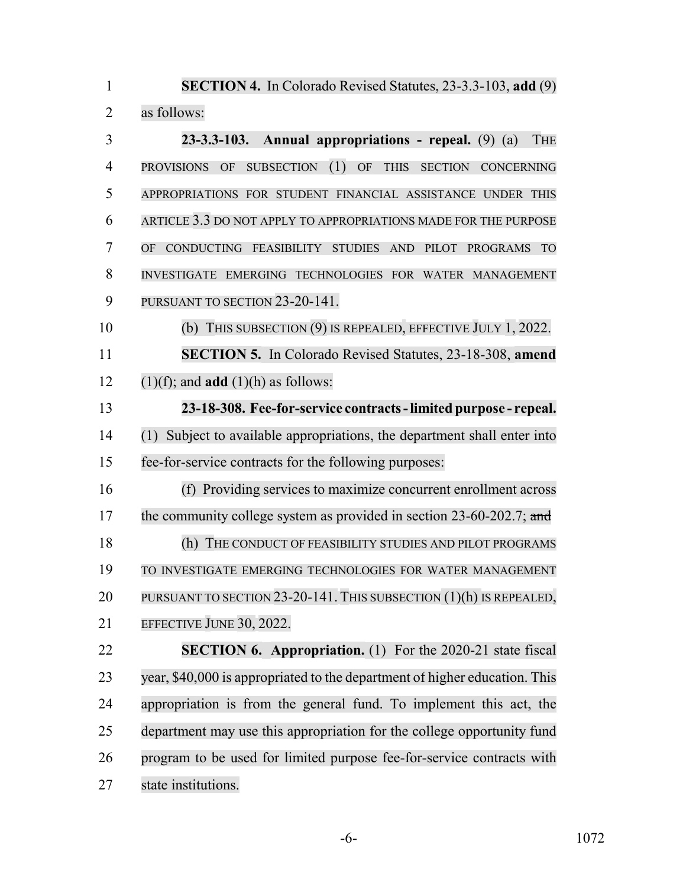**SECTION 4.** In Colorado Revised Statutes, 23-3.3-103, **add** (9) as follows:

**23-3.3-103. Annual appropriations - repeal.** (9) (a) THE PROVISIONS OF SUBSECTION (1) OF THIS SECTION CONCERNING APPROPRIATIONS FOR STUDENT FINANCIAL ASSISTANCE UNDER THIS ARTICLE 3.3 DO NOT APPLY TO APPROPRIATIONS MADE FOR THE PURPOSE OF CONDUCTING FEASIBILITY STUDIES AND PILOT PROGRAMS TO INVESTIGATE EMERGING TECHNOLOGIES FOR WATER MANAGEMENT PURSUANT TO SECTION 23-20-141.

(b) THIS SUBSECTION (9) IS REPEALED, EFFECTIVE JULY 1, 2022.

**SECTION 5.** In Colorado Revised Statutes, 23-18-308, **amend** (1)(f); and **add** (1)(h) as follows:

**23-18-308. Fee-for-service contracts - limited purpose - repeal.** (1) Subject to available appropriations, the department shall enter into fee-for-service contracts for the following purposes:

(f) Providing services to maximize concurrent enrollment across the community college system as provided in section 23-60-202.7; ~~and~~

(h) THE CONDUCT OF FEASIBILITY STUDIES AND PILOT PROGRAMS TO INVESTIGATE EMERGING TECHNOLOGIES FOR WATER MANAGEMENT PURSUANT TO SECTION 23-20-141. THIS SUBSECTION (1)(h) IS REPEALED, EFFECTIVE JUNE 30, 2022.

**SECTION 6. Appropriation.** (1) For the 2020-21 state fiscal year, $40,000 is appropriated to the department of higher education. This appropriation is from the general fund. To implement this act, the department may use this appropriation for the college opportunity fund program to be used for limited purpose fee-for-service contracts with state institutions.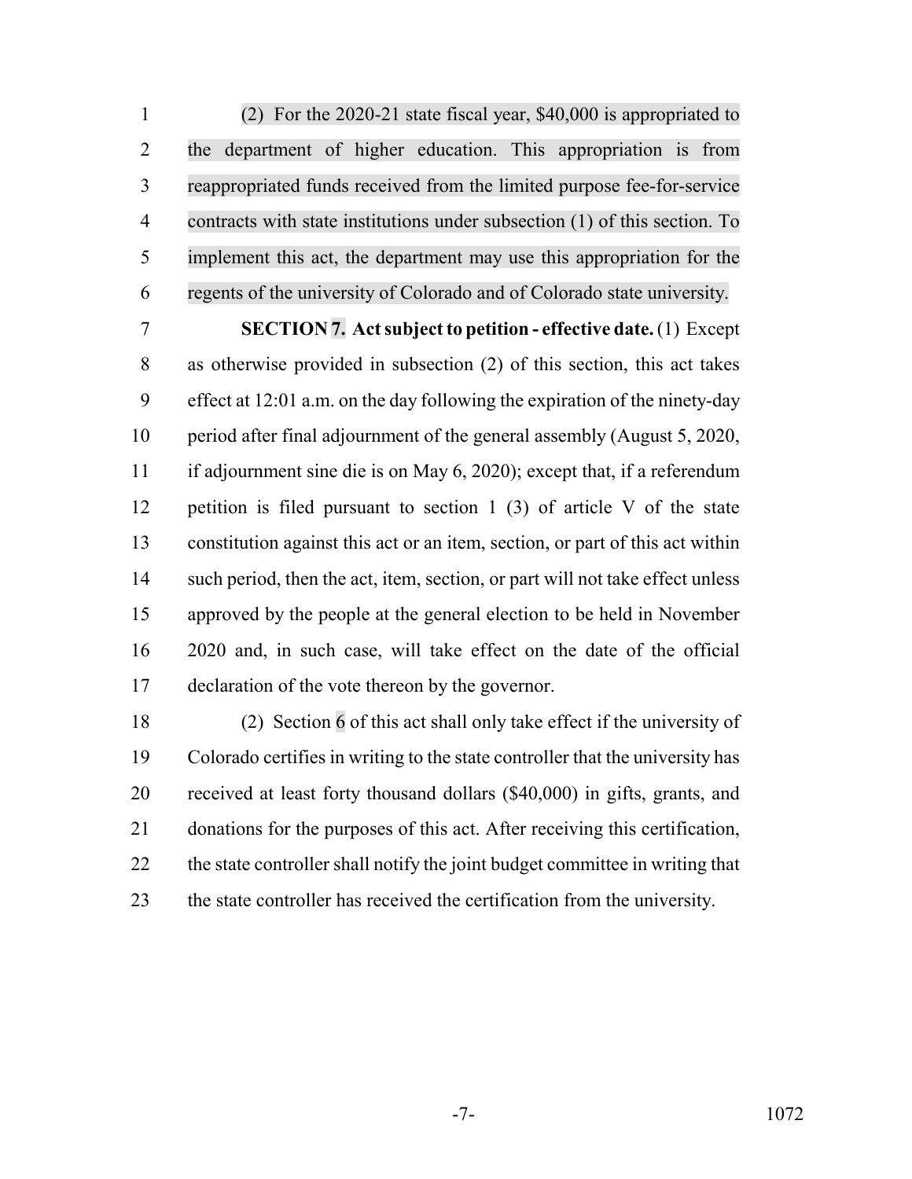(2) For the 2020-21 state fiscal year, $40,000 is appropriated to the department of higher education. This appropriation is from reappropriated funds received from the limited purpose fee-for-service contracts with state institutions under subsection (1) of this section. To implement this act, the department may use this appropriation for the regents of the university of Colorado and of Colorado state university.

**SECTION 7. Act subject to petition - effective date.** (1) Except as otherwise provided in subsection (2) of this section, this act takes effect at 12:01 a.m. on the day following the expiration of the ninety-day period after final adjournment of the general assembly (August 5, 2020, if adjournment sine die is on May 6, 2020); except that, if a referendum petition is filed pursuant to section 1 (3) of article V of the state constitution against this act or an item, section, or part of this act within such period, then the act, item, section, or part will not take effect unless approved by the people at the general election to be held in November 2020 and, in such case, will take effect on the date of the official declaration of the vote thereon by the governor.

(2) Section 6 of this act shall only take effect if the university of Colorado certifies in writing to the state controller that the university has received at least forty thousand dollars ($40,000) in gifts, grants, and donations for the purposes of this act. After receiving this certification, the state controller shall notify the joint budget committee in writing that the state controller has received the certification from the university.